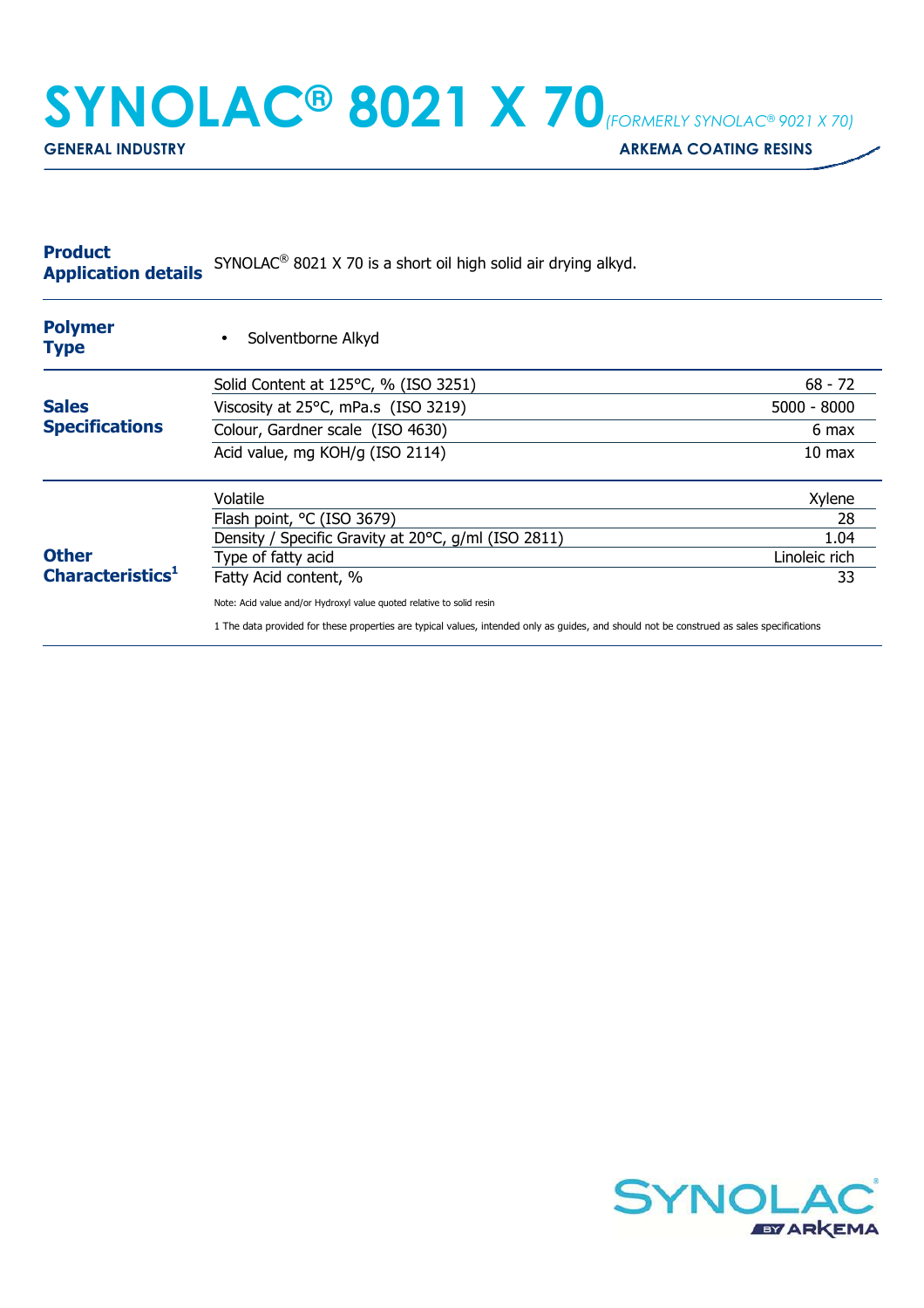# SYNOLAC® 8021 X 70 *(FORMERLY SYNOLAC® 9021 X 70)*

**GENERAL INDUSTRY** | **ARKEMA COATING RESINS**

## Product Application details

SYNOLAC® 8021 X 70 is a short oil high solid air drying alkyd.

## Polymer Type

- Solventborne Alkyd

## Sales Specifications

| Property | Value |
|---|---|
| Solid Content at 125°C, % (ISO 3251) | 68 - 72 |
| Viscosity at 25°C, mPa.s (ISO 3219) | 5000 - 8000 |
| Colour, Gardner scale (ISO 4630) | 6 max |
| Acid value, mg KOH/g (ISO 2114) | 10 max |

## Other Characteristics[1]

| Property | Value |
|---|---|
| Volatile | Xylene |
| Flash point, °C (ISO 3679) | 28 |
| Density / Specific Gravity at 20°C, g/ml (ISO 2811) | 1.04 |
| Type of fatty acid | Linoleic rich |
| Fatty Acid content, % | 33 |

Note: Acid value and/or Hydroxyl value quoted relative to solid resin

1 The data provided for these properties are typical values, intended only as guides, and should not be construed as sales specifications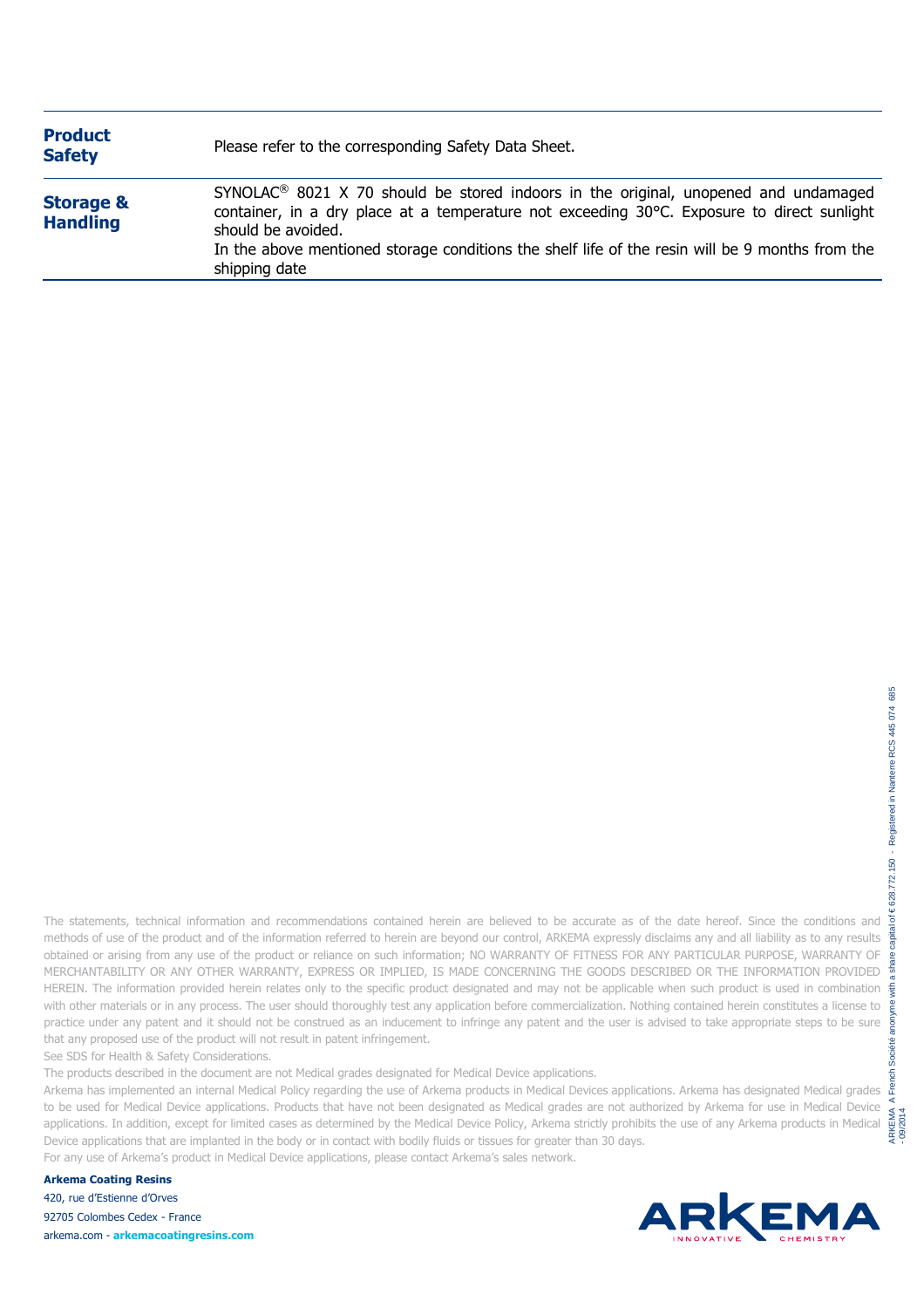| | |
|---|---|
| **Product Safety** | Please refer to the corresponding Safety Data Sheet. |
| **Storage & Handling** | SYNOLAC® 8021 X 70 should be stored indoors in the original, unopened and undamaged container, in a dry place at a temperature not exceeding 30°C. Exposure to direct sunlight should be avoided.<br>In the above mentioned storage conditions the shelf life of the resin will be 9 months from the shipping date |

The statements, technical information and recommendations contained herein are believed to be accurate as of the date hereof. Since the conditions and methods of use of the product and of the information referred to herein are beyond our control, ARKEMA expressly disclaims any and all liability as to any results obtained or arising from any use of the product or reliance on such information; NO WARRANTY OF FITNESS FOR ANY PARTICULAR PURPOSE, WARRANTY OF MERCHANTABILITY OR ANY OTHER WARRANTY, EXPRESS OR IMPLIED, IS MADE CONCERNING THE GOODS DESCRIBED OR THE INFORMATION PROVIDED HEREIN. The information provided herein relates only to the specific product designated and may not be applicable when such product is used in combination with other materials or in any process. The user should thoroughly test any application before commercialization. Nothing contained herein constitutes a license to practice under any patent and it should not be construed as an inducement to infringe any patent and the user is advised to take appropriate steps to be sure that any proposed use of the product will not result in patent infringement.

See SDS for Health & Safety Considerations.

The products described in the document are not Medical grades designated for Medical Device applications.

Arkema has implemented an internal Medical Policy regarding the use of Arkema products in Medical Devices applications. Arkema has designated Medical grades to be used for Medical Device applications. Products that have not been designated as Medical grades are not authorized by Arkema for use in Medical Device applications. In addition, except for limited cases as determined by the Medical Device Policy, Arkema strictly prohibits the use of any Arkema products in Medical Device applications that are implanted in the body or in contact with bodily fluids or tissues for greater than 30 days.

For any use of Arkema's product in Medical Device applications, please contact Arkema's sales network.

**Arkema Coating Resins**
420, rue d'Estienne d'Orves
92705 Colombes Cedex - France
arkema.com - **arkemacoatingresins.com**

ARKEMA A French Société anonyme with a share capital of € 628.772.150 - Registered in Nanterre RCS 445 074 685 - 09/2014